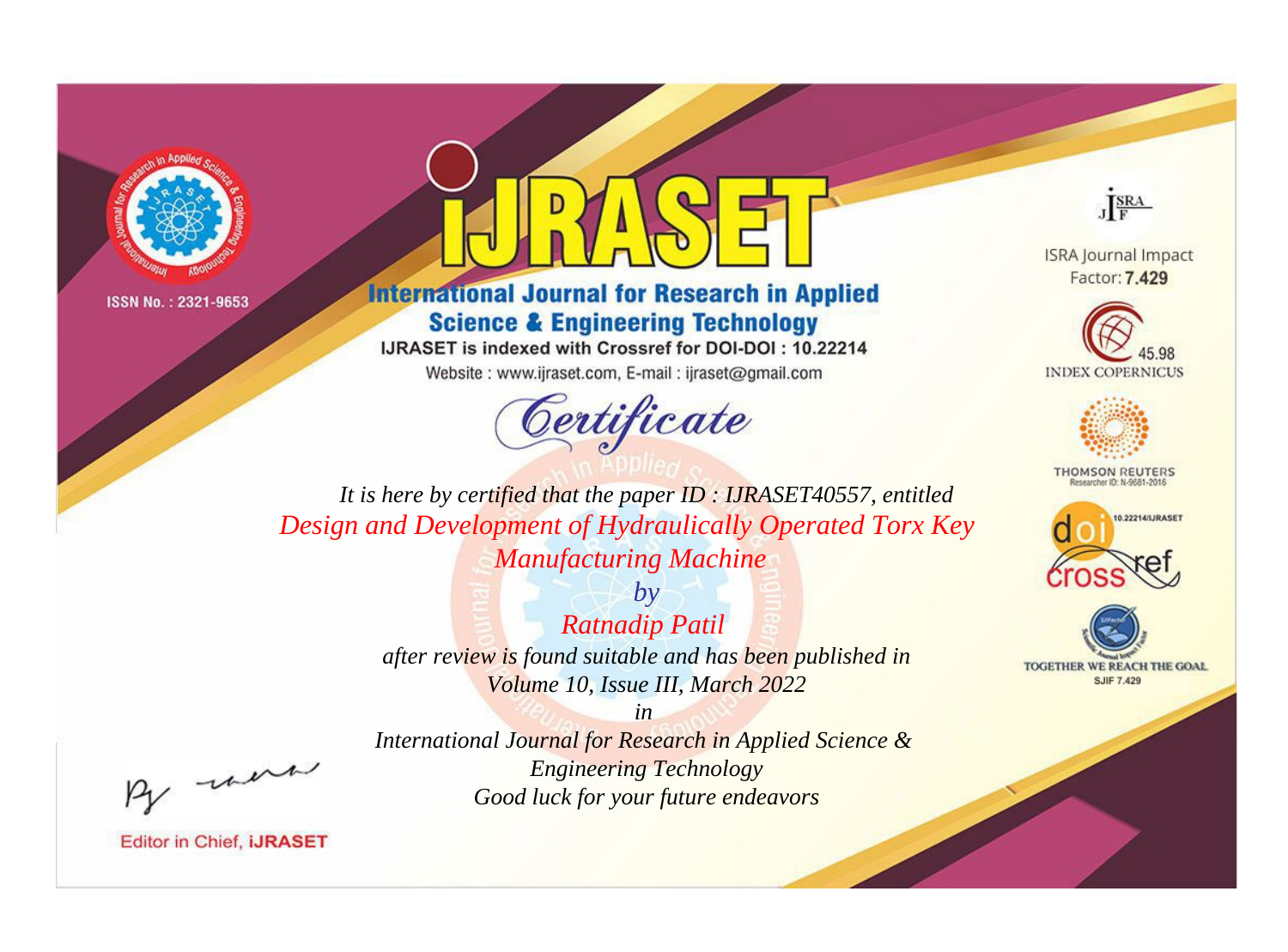ISSN No. : 2321-9653

# iJRASET

## International Journal for Research in Applied Science & Engineering Technology

IJRASET is indexed with Crossref for DOI-DOI : 10.22214

Website : www.ijraset.com, E-mail : ijraset@gmail.com

ISRA Journal Impact Factor: **7.429**

45.98 INDEX COPERNICUS

THOMSON REUTERS Researcher ID: N-9681-2016

10.22214/IJRASET

TOGETHER WE REACH THE GOAL SJIF 7.429

# *Certificate*

*It is here by certified that the paper ID : IJRASET40557, entitled*

*Design and Development of Hydraulically Operated Torx Key Manufacturing Machine*

*by*

*Ratnadip Patil*

*after review is found suitable and has been published in*

*Volume 10, Issue III, March 2022*

*in*

*International Journal for Research in Applied Science & Engineering Technology*

*Good luck for your future endeavors*

Editor in Chief, **iJRASET**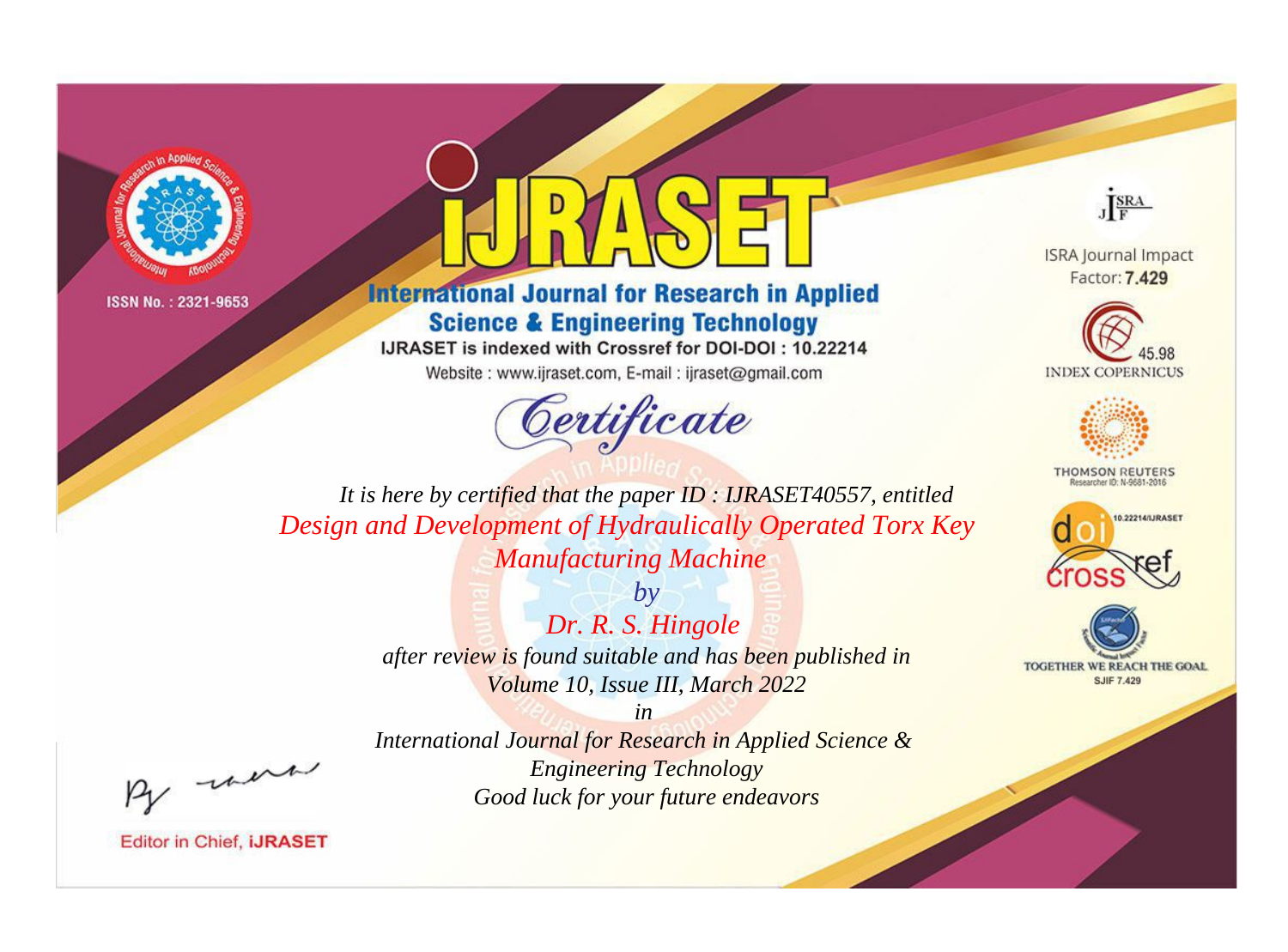ISSN No. : 2321-9653

# IJRASET

## International Journal for Research in Applied Science & Engineering Technology

IJRASET is indexed with Crossref for DOI-DOI : 10.22214

Website : www.ijraset.com, E-mail : ijraset@gmail.com

# *Certificate*

*It is here by certified that the paper ID : IJRASET40557, entitled*

*Design and Development of Hydraulically Operated Torx Key Manufacturing Machine*

*by*

*Dr. R. S. Hingole*

*after review is found suitable and has been published in*

*Volume 10, Issue III, March 2022*

*in*

*International Journal for Research in Applied Science & Engineering Technology*

*Good luck for your future endeavors*

ISRA Journal Impact Factor: **7.429**

45.98 INDEX COPERNICUS

THOMSON REUTERS Researcher ID: N-9681-2016

10.22214/IJRASET

crossref

TOGETHER WE REACH THE GOAL

SJIF 7.429

Editor in Chief, **iJRASET**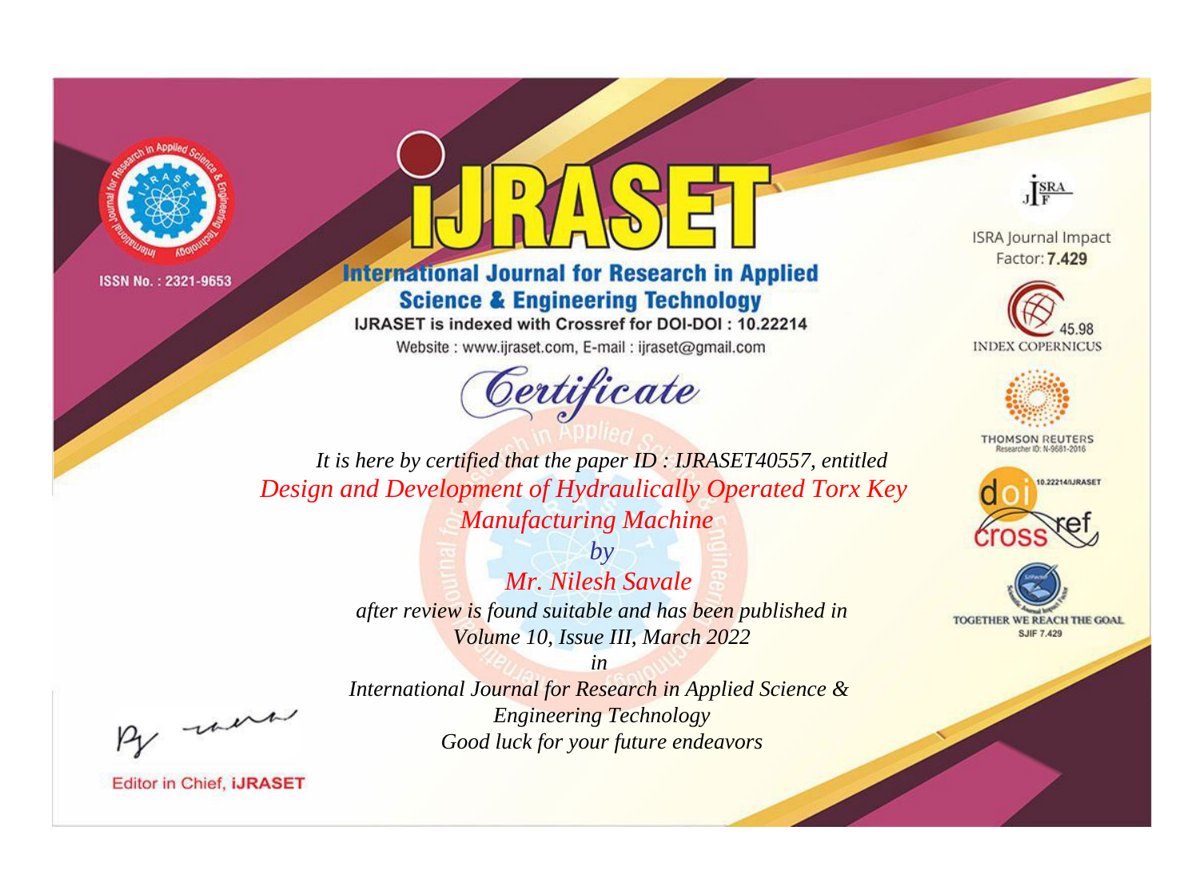ISSN No. : 2321-9653

# iJRASET

## International Journal for Research in Applied Science & Engineering Technology

IJRASET is indexed with Crossref for DOI-DOI : 10.22214

Website : www.ijraset.com, E-mail : ijraset@gmail.com

ISRA Journal Impact Factor: **7.429**

45.98 INDEX COPERNICUS

THOMSON REUTERS Researcher ID: N-9681-2016

10.22214/IJRASET

TOGETHER WE REACH THE GOAL SJIF 7.429

# *Certificate*

*It is here by certified that the paper ID : IJRASET40557, entitled*

*Design and Development of Hydraulically Operated Torx Key Manufacturing Machine*

*by*

*Mr. Nilesh Savale*

*after review is found suitable and has been published in*

*Volume 10, Issue III, March 2022*

*in*

*International Journal for Research in Applied Science & Engineering Technology*

*Good luck for your future endeavors*

Editor in Chief, **iJRASET**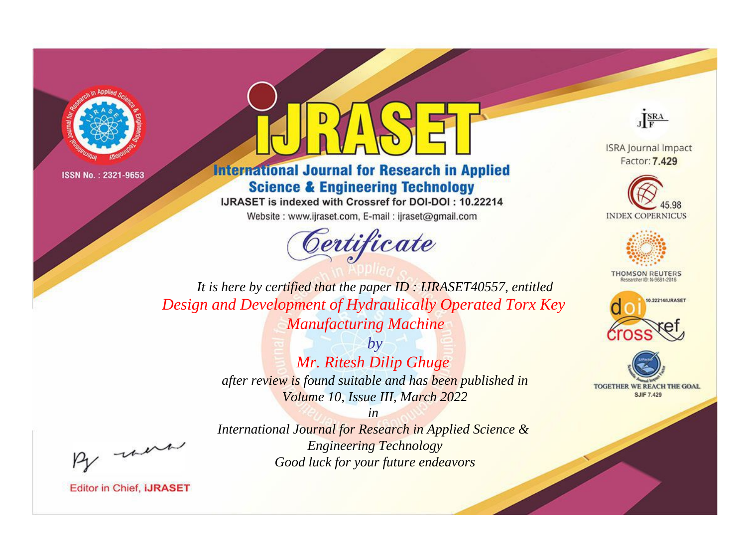ISSN No. : 2321-9653

# iJRASET

## International Journal for Research in Applied Science & Engineering Technology

IJRASET is indexed with Crossref for DOI-DOI : 10.22214

Website : www.ijraset.com, E-mail : ijraset@gmail.com

ISRA Journal Impact Factor: **7.429**

45.98 INDEX COPERNICUS

THOMSON REUTERS Researcher ID: N-9681-2016

10.22214/IJRASET

TOGETHER WE REACH THE GOAL SJIF 7.429

# *Certificate*

*It is here by certified that the paper ID : IJRASET40557, entitled*

*Design and Development of Hydraulically Operated Torx Key Manufacturing Machine*

*by*

*Mr. Ritesh Dilip Ghuge*

*after review is found suitable and has been published in*

*Volume 10, Issue III, March 2022*

*in*

*International Journal for Research in Applied Science & Engineering Technology*

*Good luck for your future endeavors*

Editor in Chief, **iJRASET**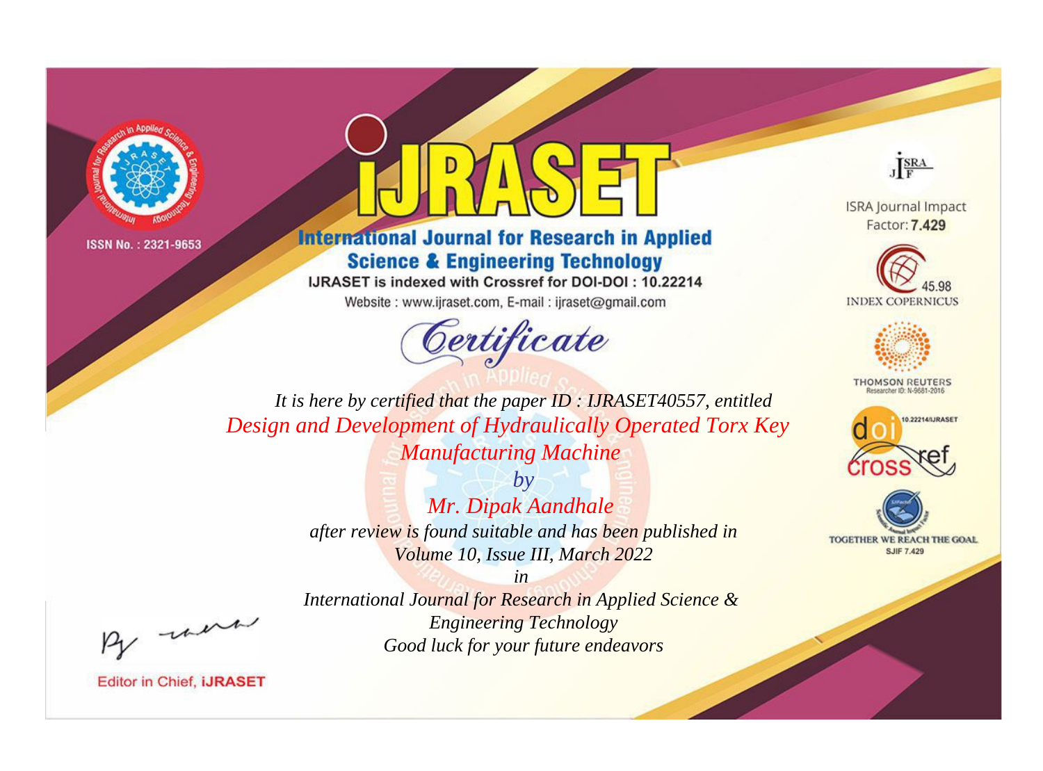ISSN No. : 2321-9653

# iJRASET

**International Journal for Research in Applied Science & Engineering Technology**

IJRASET is indexed with Crossref for DOI-DOI : 10.22214

Website : www.ijraset.com, E-mail : ijraset@gmail.com

## Certificate

*It is here by certified that the paper ID : IJRASET40557, entitled*

*Design and Development of Hydraulically Operated Torx Key Manufacturing Machine*

*by*

*Mr. Dipak Aandhale*

*after review is found suitable and has been published in*

*Volume 10, Issue III, March 2022*

*in*

*International Journal for Research in Applied Science & Engineering Technology*

*Good luck for your future endeavors*

ISRA Journal Impact Factor: **7.429**

45.98 INDEX COPERNICUS

THOMSON REUTERS Researcher ID: N-9681-2016

10.22214/IJRASET

TOGETHER WE REACH THE GOAL SJIF 7.429

Editor in Chief, **iJRASET**